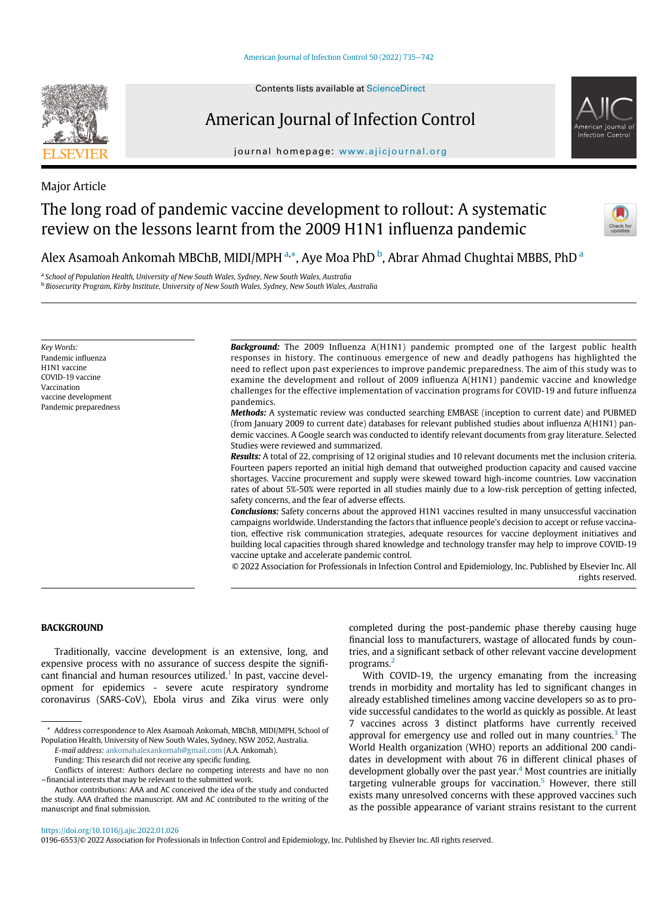Major Article

# The long road of pandemic vaccine development to rollout: A systematic review on the lessons learnt from the 2009 H1N1 influenza pandemic

Alex Asamoah Ankomah MBChB, MIDI/MPH [a,*], Aye Moa PhD [b], Abrar Ahmad Chughtai MBBS, PhD [a]

[a] School of Population Health, University of New South Wales, Sydney, New South Wales, Australia
[b] Biosecurity Program, Kirby Institute, University of New South Wales, Sydney, New South Wales, Australia

*Key Words:*
Pandemic influenza
H1N1 vaccine
COVID-19 vaccine
Vaccination
vaccine development
Pandemic preparedness

***Background:*** The 2009 Influenza A(H1N1) pandemic prompted one of the largest public health responses in history. The continuous emergence of new and deadly pathogens has highlighted the need to reflect upon past experiences to improve pandemic preparedness. The aim of this study was to examine the development and rollout of 2009 influenza A(H1N1) pandemic vaccine and knowledge challenges for the effective implementation of vaccination programs for COVID-19 and future influenza pandemics.

***Methods:*** A systematic review was conducted searching EMBASE (inception to current date) and PUBMED (from January 2009 to current date) databases for relevant published studies about influenza A(H1N1) pandemic vaccines. A Google search was conducted to identify relevant documents from gray literature. Selected Studies were reviewed and summarized.

***Results:*** A total of 22, comprising of 12 original studies and 10 relevant documents met the inclusion criteria. Fourteen papers reported an initial high demand that outweighed production capacity and caused vaccine shortages. Vaccine procurement and supply were skewed toward high-income countries. Low vaccination rates of about 5%-50% were reported in all studies mainly due to a low-risk perception of getting infected, safety concerns, and the fear of adverse effects.

***Conclusions:*** Safety concerns about the approved H1N1 vaccines resulted in many unsuccessful vaccination campaigns worldwide. Understanding the factors that influence people's decision to accept or refuse vaccination, effective risk communication strategies, adequate resources for vaccine deployment initiatives and building local capacities through shared knowledge and technology transfer may help to improve COVID-19 vaccine uptake and accelerate pandemic control.

© 2022 Association for Professionals in Infection Control and Epidemiology, Inc. Published by Elsevier Inc. All rights reserved.

## BACKGROUND

Traditionally, vaccine development is an extensive, long, and expensive process with no assurance of success despite the significant financial and human resources utilized.[1] In past, vaccine development for epidemics - severe acute respiratory syndrome coronavirus (SARS-CoV), Ebola virus and Zika virus were only completed during the post-pandemic phase thereby causing huge financial loss to manufacturers, wastage of allocated funds by countries, and a significant setback of other relevant vaccine development programs.[2]

With COVID-19, the urgency emanating from the increasing trends in morbidity and mortality has led to significant changes in already established timelines among vaccine developers so as to provide successful candidates to the world as quickly as possible. At least 7 vaccines across 3 distinct platforms have currently received approval for emergency use and rolled out in many countries.[3] The World Health organization (WHO) reports an additional 200 candidates in development with about 76 in different clinical phases of development globally over the past year.[4] Most countries are initially targeting vulnerable groups for vaccination.[5] However, there still exists many unresolved concerns with these approved vaccines such as the possible appearance of variant strains resistant to the current

\* Address correspondence to Alex Asamoah Ankomah, MBChB, MIDI/MPH, School of Population Health, University of New South Wales, Sydney, NSW 2052, Australia.
*E-mail address:* ankomahalexankomah@gmail.com (A.A. Ankomah).
Funding: This research did not receive any specific funding.
Conflicts of interest: Authors declare no competing interests and have no non−financial interests that may be relevant to the submitted work.
Author contributions: AAA and AC conceived the idea of the study and conducted the study. AAA drafted the manuscript. AM and AC contributed to the writing of the manuscript and final submission.

https://doi.org/10.1016/j.ajic.2022.01.026
0196-6553/© 2022 Association for Professionals in Infection Control and Epidemiology, Inc. Published by Elsevier Inc. All rights reserved.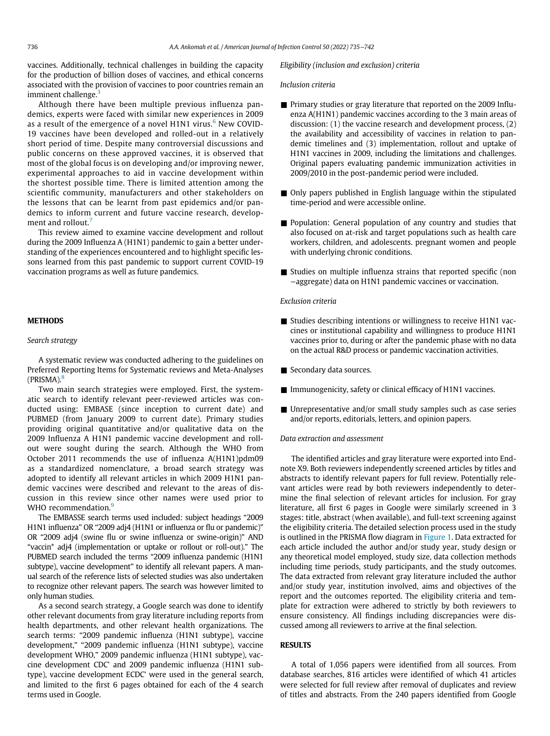vaccines. Additionally, technical challenges in building the capacity for the production of billion doses of vaccines, and ethical concerns associated with the provision of vaccines to poor countries remain an imminent challenge.[3]

Although there have been multiple previous influenza pandemics, experts were faced with similar new experiences in 2009 as a result of the emergence of a novel H1N1 virus.[6] New COVID-19 vaccines have been developed and rolled-out in a relatively short period of time. Despite many controversial discussions and public concerns on these approved vaccines, it is observed that most of the global focus is on developing and/or improving newer, experimental approaches to aid in vaccine development within the shortest possible time. There is limited attention among the scientific community, manufacturers and other stakeholders on the lessons that can be learnt from past epidemics and/or pandemics to inform current and future vaccine research, development and rollout.[7]

This review aimed to examine vaccine development and rollout during the 2009 Influenza A (H1N1) pandemic to gain a better understanding of the experiences encountered and to highlight specific lessons learned from this past pandemic to support current COVID-19 vaccination programs as well as future pandemics.

## METHODS

### *Search strategy*

A systematic review was conducted adhering to the guidelines on Preferred Reporting Items for Systematic reviews and Meta-Analyses (PRISMA).[8]

Two main search strategies were employed. First, the systematic search to identify relevant peer-reviewed articles was conducted using: EMBASE (since inception to current date) and PUBMED (from January 2009 to current date). Primary studies providing original quantitative and/or qualitative data on the 2009 Influenza A H1N1 pandemic vaccine development and rollout were sought during the search. Although the WHO from October 2011 recommends the use of influenza A(H1N1)pdm09 as a standardized nomenclature, a broad search strategy was adopted to identify all relevant articles in which 2009 H1N1 pandemic vaccines were described and relevant to the areas of discussion in this review since other names were used prior to WHO recommendation.[9]

The EMBASSE search terms used included: subject headings "2009 H1N1 influenza" OR "2009 adj4 (H1N1 or influenza or flu or pandemic)" OR "2009 adj4 (swine flu or swine influenza or swine-origin)" AND "vaccin* adj4 (implementation or uptake or rollout or roll-out)." The PUBMED search included the terms "2009 influenza pandemic (H1N1 subtype), vaccine development" to identify all relevant papers. A manual search of the reference lists of selected studies was also undertaken to recognize other relevant papers. The search was however limited to only human studies.

As a second search strategy, a Google search was done to identify other relevant documents from gray literature including reports from health departments, and other relevant health organizations. The search terms: "2009 pandemic influenza (H1N1 subtype), vaccine development," "2009 pandemic influenza (H1N1 subtype), vaccine development WHO," 2009 pandemic influenza (H1N1 subtype), vaccine development CDC' and 2009 pandemic influenza (H1N1 subtype), vaccine development ECDC' were used in the general search, and limited to the first 6 pages obtained for each of the 4 search terms used in Google.

### *Eligibility (inclusion and exclusion) criteria*

#### *Inclusion criteria*

- Primary studies or gray literature that reported on the 2009 Influenza A(H1N1) pandemic vaccines according to the 3 main areas of discussion: (1) the vaccine research and development process, (2) the availability and accessibility of vaccines in relation to pandemic timelines and (3) implementation, rollout and uptake of H1N1 vaccines in 2009, including the limitations and challenges. Original papers evaluating pandemic immunization activities in 2009/2010 in the post-pandemic period were included.
- Only papers published in English language within the stipulated time-period and were accessible online.
- Population: General population of any country and studies that also focused on at-risk and target populations such as health care workers, children, and adolescents. pregnant women and people with underlying chronic conditions.
- Studies on multiple influenza strains that reported specific (non−aggregate) data on H1N1 pandemic vaccines or vaccination.

#### *Exclusion criteria*

- Studies describing intentions or willingness to receive H1N1 vaccines or institutional capability and willingness to produce H1N1 vaccines prior to, during or after the pandemic phase with no data on the actual R&D process or pandemic vaccination activities.
- Secondary data sources.
- Immunogenicity, safety or clinical efficacy of H1N1 vaccines.
- Unrepresentative and/or small study samples such as case series and/or reports, editorials, letters, and opinion papers.

### *Data extraction and assessment*

The identified articles and gray literature were exported into Endnote X9. Both reviewers independently screened articles by titles and abstracts to identify relevant papers for full review. Potentially relevant articles were read by both reviewers independently to determine the final selection of relevant articles for inclusion. For gray literature, all first 6 pages in Google were similarly screened in 3 stages: title, abstract (when available), and full-text screening against the eligibility criteria. The detailed selection process used in the study is outlined in the PRISMA flow diagram in Figure 1. Data extracted for each article included the author and/or study year, study design or any theoretical model employed, study size, data collection methods including time periods, study participants, and the study outcomes. The data extracted from relevant gray literature included the author and/or study year, institution involved, aims and objectives of the report and the outcomes reported. The eligibility criteria and template for extraction were adhered to strictly by both reviewers to ensure consistency. All findings including discrepancies were discussed among all reviewers to arrive at the final selection.

## RESULTS

A total of 1,056 papers were identified from all sources. From database searches, 816 articles were identified of which 41 articles were selected for full review after removal of duplicates and review of titles and abstracts. From the 240 papers identified from Google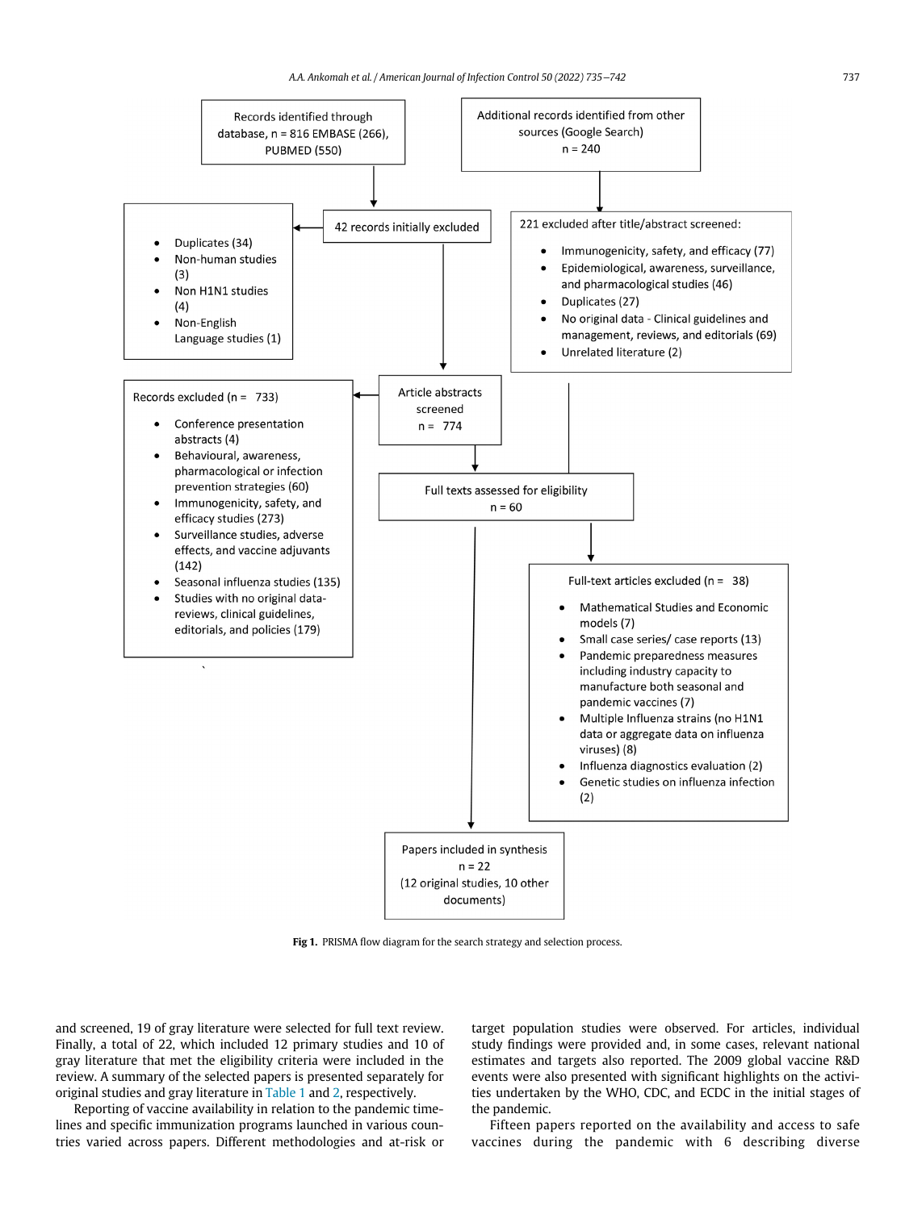Records identified through database, n = 816 EMBASE (266), PUBMED (550)

Additional records identified from other sources (Google Search) n = 240

42 records initially excluded

- Duplicates (34)
- Non-human studies (3)
- Non H1N1 studies (4)
- Non-English Language studies (1)

221 excluded after title/abstract screened:

- Immunogenicity, safety, and efficacy (77)
- Epidemiological, awareness, surveillance, and pharmacological studies (46)
- Duplicates (27)
- No original data - Clinical guidelines and management, reviews, and editorials (69)
- Unrelated literature (2)

Article abstracts screened n = 774

Records excluded (n = 733)

- Conference presentation abstracts (4)
- Behavioural, awareness, pharmacological or infection prevention strategies (60)
- Immunogenicity, safety, and efficacy studies (273)
- Surveillance studies, adverse effects, and vaccine adjuvants (142)
- Seasonal influenza studies (135)
- Studies with no original data- reviews, clinical guidelines, editorials, and policies (179)

Full texts assessed for eligibility n = 60

Full-text articles excluded (n = 38)

- Mathematical Studies and Economic models (7)
- Small case series/ case reports (13)
- Pandemic preparedness measures including industry capacity to manufacture both seasonal and pandemic vaccines (7)
- Multiple Influenza strains (no H1N1 data or aggregate data on influenza viruses) (8)
- Influenza diagnostics evaluation (2)
- Genetic studies on influenza infection (2)

Papers included in synthesis n = 22 (12 original studies, 10 other documents)

**Fig 1.** PRISMA flow diagram for the search strategy and selection process.

and screened, 19 of gray literature were selected for full text review. Finally, a total of 22, which included 12 primary studies and 10 of gray literature that met the eligibility criteria were included in the review. A summary of the selected papers is presented separately for original studies and gray literature in Table 1 and 2, respectively.

Reporting of vaccine availability in relation to the pandemic timelines and specific immunization programs launched in various countries varied across papers. Different methodologies and at-risk or target population studies were observed. For articles, individual study findings were provided and, in some cases, relevant national estimates and targets also reported. The 2009 global vaccine R&D events were also presented with significant highlights on the activities undertaken by the WHO, CDC, and ECDC in the initial stages of the pandemic.

Fifteen papers reported on the availability and access to safe vaccines during the pandemic with 6 describing diverse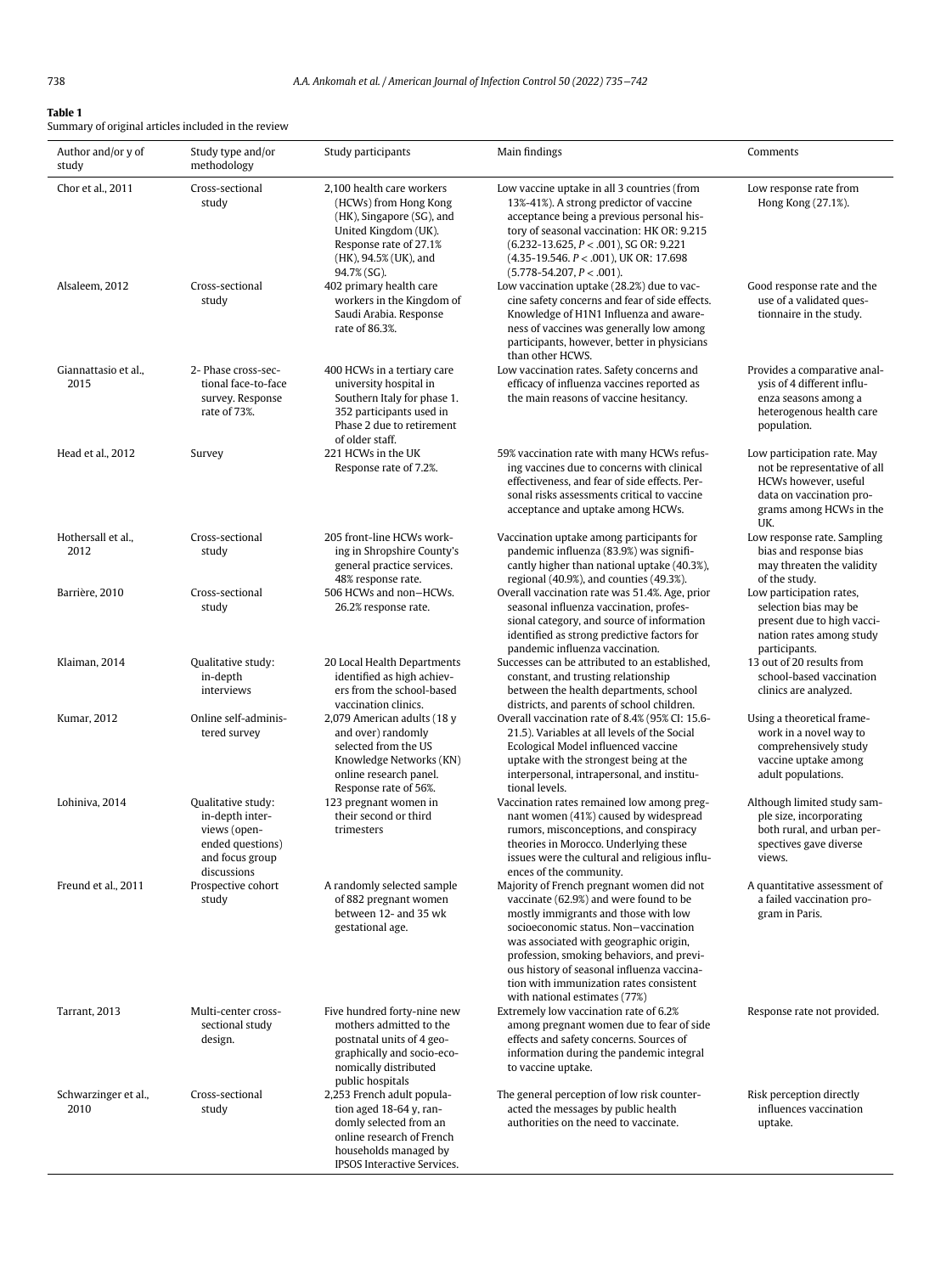**Table 1**
Summary of original articles included in the review

| Author and/or y of study | Study type and/or methodology | Study participants | Main findings | Comments |
| --- | --- | --- | --- | --- |
| Chor et al., 2011 | Cross-sectional study | 2,100 health care workers (HCWs) from Hong Kong (HK), Singapore (SG), and United Kingdom (UK). Response rate of 27.1% (HK), 94.5% (UK), and 94.7% (SG). | Low vaccine uptake in all 3 countries (from 13%-41%). A strong predictor of vaccine acceptance being a previous personal history of seasonal vaccination: HK OR: 9.215 (6.232-13.625, $P < .001$), SG OR: 9.221 (4.35-19.546. $P < .001$), UK OR: 17.698 (5.778-54.207, $P < .001$). | Low response rate from Hong Kong (27.1%). |
| Alsaleem, 2012 | Cross-sectional study | 402 primary health care workers in the Kingdom of Saudi Arabia. Response rate of 86.3%. | Low vaccination uptake (28.2%) due to vaccine safety concerns and fear of side effects. Knowledge of H1N1 Influenza and awareness of vaccines was generally low among participants, however, better in physicians than other HCWS. | Good response rate and the use of a validated questionnaire in the study. |
| Giannattasio et al., 2015 | 2- Phase cross-sectional face-to-face survey. Response rate of 73%. | 400 HCWs in a tertiary care university hospital in Southern Italy for phase 1. 352 participants used in Phase 2 due to retirement of older staff. | Low vaccination rates. Safety concerns and efficacy of influenza vaccines reported as the main reasons of vaccine hesitancy. | Provides a comparative analysis of 4 different influenza seasons among a heterogeneous health care population. |
| Head et al., 2012 | Survey | 221 HCWs in the UK Response rate of 7.2%. | 59% vaccination rate with many HCWs refusing vaccines due to concerns with clinical effectiveness, and fear of side effects. Personal risks assessments critical to vaccine acceptance and uptake among HCWs. | Low participation rate. May not be representative of all HCWs however, useful data on vaccination programs among HCWs in the UK. |
| Hothersall et al., 2012 | Cross-sectional study | 205 front-line HCWs working in Shropshire County's general practice services. 48% response rate. | Vaccination uptake among participants for pandemic influenza (83.9%) was significantly higher than national uptake (40.3%), regional (40.9%), and counties (49.3%). | Low response rate. Sampling bias and response bias may threaten the validity of the study. |
| Barrière, 2010 | Cross-sectional study | 506 HCWs and non–HCWs. 26.2% response rate. | Overall vaccination rate was 51.4%. Age, prior seasonal influenza vaccination, professional category, and source of information identified as strong predictive factors for pandemic influenza vaccination. | Low participation rates, selection bias may be present due to high vaccination rates among study participants. |
| Klaiman, 2014 | Qualitative study: in-depth interviews | 20 Local Health Departments identified as high achievers from the school-based vaccination clinics. | Successes can be attributed to an established, constant, and trusting relationship between the health departments, school districts, and parents of school children. | 13 out of 20 results from school-based vaccination clinics are analyzed. |
| Kumar, 2012 | Online self-administered survey | 2,079 American adults (18 y and over) randomly selected from the US Knowledge Networks (KN) online research panel. Response rate of 56%. | Overall vaccination rate of 8.4% (95% CI: 15.6-21.5). Variables at all levels of the Social Ecological Model influenced vaccine uptake with the strongest being at the interpersonal, intrapersonal, and institutional levels. | Using a theoretical framework in a novel way to comprehensively study vaccine uptake among adult populations. |
| Lohiniva, 2014 | Qualitative study: in-depth interviews (open-ended questions) and focus group discussions | 123 pregnant women in their second or third trimesters | Vaccination rates remained low among pregnant women (41%) caused by widespread rumors, misconceptions, and conspiracy theories in Morocco. Underlying these issues were the cultural and religious influences of the community. | Although limited study sample size, incorporating both rural, and urban perspectives gave diverse views. |
| Freund et al., 2011 | Prospective cohort study | A randomly selected sample of 882 pregnant women between 12- and 35 wk gestational age. | Majority of French pregnant women did not vaccinate (62.9%) and were found to be mostly immigrants and those with low socioeconomic status. Non–vaccination was associated with geographic origin, profession, smoking behaviors, and previous history of seasonal influenza vaccination with immunization rates consistent with national estimates (77%) | A quantitative assessment of a failed vaccination program in Paris. |
| Tarrant, 2013 | Multi-center cross-sectional study design. | Five hundred forty-nine new mothers admitted to the postnatal units of 4 geographically and socio-economically distributed public hospitals | Extremely low vaccination rate of 6.2% among pregnant women due to fear of side effects and safety concerns. Sources of information during the pandemic integral to vaccine uptake. | Response rate not provided. |
| Schwarzinger et al., 2010 | Cross-sectional study | 2,253 French adult population aged 18-64 y, randomly selected from an online research of French households managed by IPSOS Interactive Services. | The general perception of low risk counteracted the messages by public health authorities on the need to vaccinate. | Risk perception directly influences vaccination uptake. |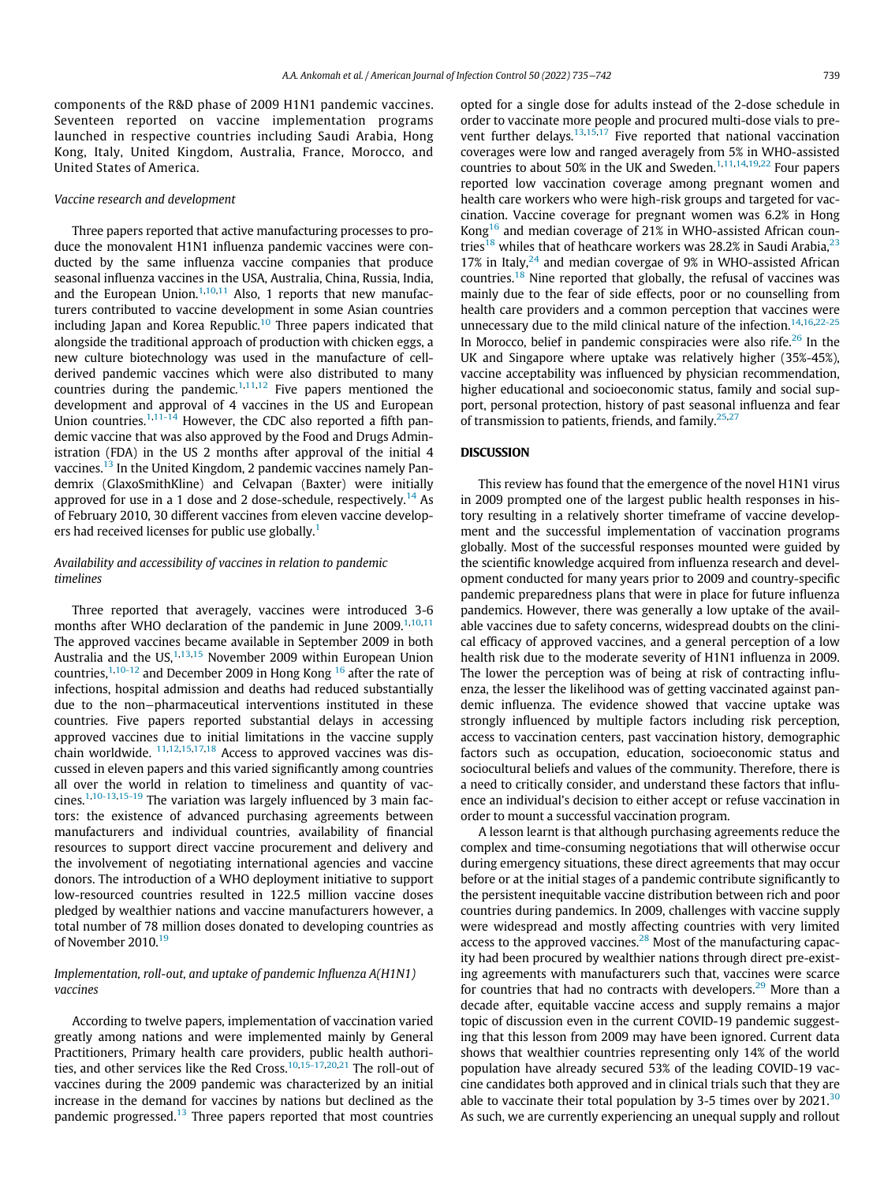components of the R&D phase of 2009 H1N1 pandemic vaccines. Seventeen reported on vaccine implementation programs launched in respective countries including Saudi Arabia, Hong Kong, Italy, United Kingdom, Australia, France, Morocco, and United States of America.

*Vaccine research and development*

Three papers reported that active manufacturing processes to produce the monovalent H1N1 influenza pandemic vaccines were conducted by the same influenza vaccine companies that produce seasonal influenza vaccines in the USA, Australia, China, Russia, India, and the European Union.[1,10,11] Also, 1 reports that new manufacturers contributed to vaccine development in some Asian countries including Japan and Korea Republic.[10] Three papers indicated that alongside the traditional approach of production with chicken eggs, a new culture biotechnology was used in the manufacture of cell-derived pandemic vaccines which were also distributed to many countries during the pandemic.[1,11,12] Five papers mentioned the development and approval of 4 vaccines in the US and European Union countries.[1,11-14] However, the CDC also reported a fifth pandemic vaccine that was also approved by the Food and Drugs Administration (FDA) in the US 2 months after approval of the initial 4 vaccines.[13] In the United Kingdom, 2 pandemic vaccines namely Pandemrix (GlaxoSmithKline) and Celvapan (Baxter) were initially approved for use in a 1 dose and 2 dose-schedule, respectively.[14] As of February 2010, 30 different vaccines from eleven vaccine developers had received licenses for public use globally.[1]

*Availability and accessibility of vaccines in relation to pandemic timelines*

Three reported that averagely, vaccines were introduced 3-6 months after WHO declaration of the pandemic in June 2009.[1,10,11] The approved vaccines became available in September 2009 in both Australia and the US,[1,13,15] November 2009 within European Union countries,[1,10-12] and December 2009 in Hong Kong [16] after the rate of infections, hospital admission and deaths had reduced substantially due to the non−pharmaceutical interventions instituted in these countries. Five papers reported substantial delays in accessing approved vaccines due to initial limitations in the vaccine supply chain worldwide. [11,12,15,17,18] Access to approved vaccines was discussed in eleven papers and this varied significantly among countries all over the world in relation to timeliness and quantity of vaccines.[1,10-13,15-19] The variation was largely influenced by 3 main factors: the existence of advanced purchasing agreements between manufacturers and individual countries, availability of financial resources to support direct vaccine procurement and delivery and the involvement of negotiating international agencies and vaccine donors. The introduction of a WHO deployment initiative to support low-resourced countries resulted in 122.5 million vaccine doses pledged by wealthier nations and vaccine manufacturers however, a total number of 78 million doses donated to developing countries as of November 2010.[19]

*Implementation, roll-out, and uptake of pandemic Influenza A(H1N1) vaccines*

According to twelve papers, implementation of vaccination varied greatly among nations and were implemented mainly by General Practitioners, Primary health care providers, public health authorities, and other services like the Red Cross.[10,15-17,20,21] The roll-out of vaccines during the 2009 pandemic was characterized by an initial increase in the demand for vaccines by nations but declined as the pandemic progressed.[13] Three papers reported that most countries opted for a single dose for adults instead of the 2-dose schedule in order to vaccinate more people and procured multi-dose vials to prevent further delays.[13,15,17] Five reported that national vaccination coverages were low and ranged averagely from 5% in WHO-assisted countries to about 50% in the UK and Sweden.[1,11,14,19,22] Four papers reported low vaccination coverage among pregnant women and health care workers who were high-risk groups and targeted for vaccination. Vaccine coverage for pregnant women was 6.2% in Hong Kong[16] and median coverage of 21% in WHO-assisted African countries[18] whiles that of heathcare workers was 28.2% in Saudi Arabia,[23] 17% in Italy,[24] and median covergae of 9% in WHO-assisted African countries.[18] Nine reported that globally, the refusal of vaccines was mainly due to the fear of side effects, poor or no counselling from health care providers and a common perception that vaccines were unnecessary due to the mild clinical nature of the infection.[14,16,22-25] In Morocco, belief in pandemic conspiracies were also rife.[26] In the UK and Singapore where uptake was relatively higher (35%-45%), vaccine acceptability was influenced by physician recommendation, higher educational and socioeconomic status, family and social support, personal protection, history of past seasonal influenza and fear of transmission to patients, friends, and family.[25,27]

## DISCUSSION

This review has found that the emergence of the novel H1N1 virus in 2009 prompted one of the largest public health responses in history resulting in a relatively shorter timeframe of vaccine development and the successful implementation of vaccination programs globally. Most of the successful responses mounted were guided by the scientific knowledge acquired from influenza research and development conducted for many years prior to 2009 and country-specific pandemic preparedness plans that were in place for future influenza pandemics. However, there was generally a low uptake of the available vaccines due to safety concerns, widespread doubts on the clinical efficacy of approved vaccines, and a general perception of a low health risk due to the moderate severity of H1N1 influenza in 2009. The lower the perception was of being at risk of contracting influenza, the lesser the likelihood was of getting vaccinated against pandemic influenza. The evidence showed that vaccine uptake was strongly influenced by multiple factors including risk perception, access to vaccination centers, past vaccination history, demographic factors such as occupation, education, socioeconomic status and sociocultural beliefs and values of the community. Therefore, there is a need to critically consider, and understand these factors that influence an individual's decision to either accept or refuse vaccination in order to mount a successful vaccination program.

A lesson learnt is that although purchasing agreements reduce the complex and time-consuming negotiations that will otherwise occur during emergency situations, these direct agreements that may occur before or at the initial stages of a pandemic contribute significantly to the persistent inequitable vaccine distribution between rich and poor countries during pandemics. In 2009, challenges with vaccine supply were widespread and mostly affecting countries with very limited access to the approved vaccines.[28] Most of the manufacturing capacity had been procured by wealthier nations through direct pre-existing agreements with manufacturers such that, vaccines were scarce for countries that had no contracts with developers.[29] More than a decade after, equitable vaccine access and supply remains a major topic of discussion even in the current COVID-19 pandemic suggesting that this lesson from 2009 may have been ignored. Current data shows that wealthier countries representing only 14% of the world population have already secured 53% of the leading COVID-19 vaccine candidates both approved and in clinical trials such that they are able to vaccinate their total population by 3-5 times over by 2021.[30] As such, we are currently experiencing an unequal supply and rollout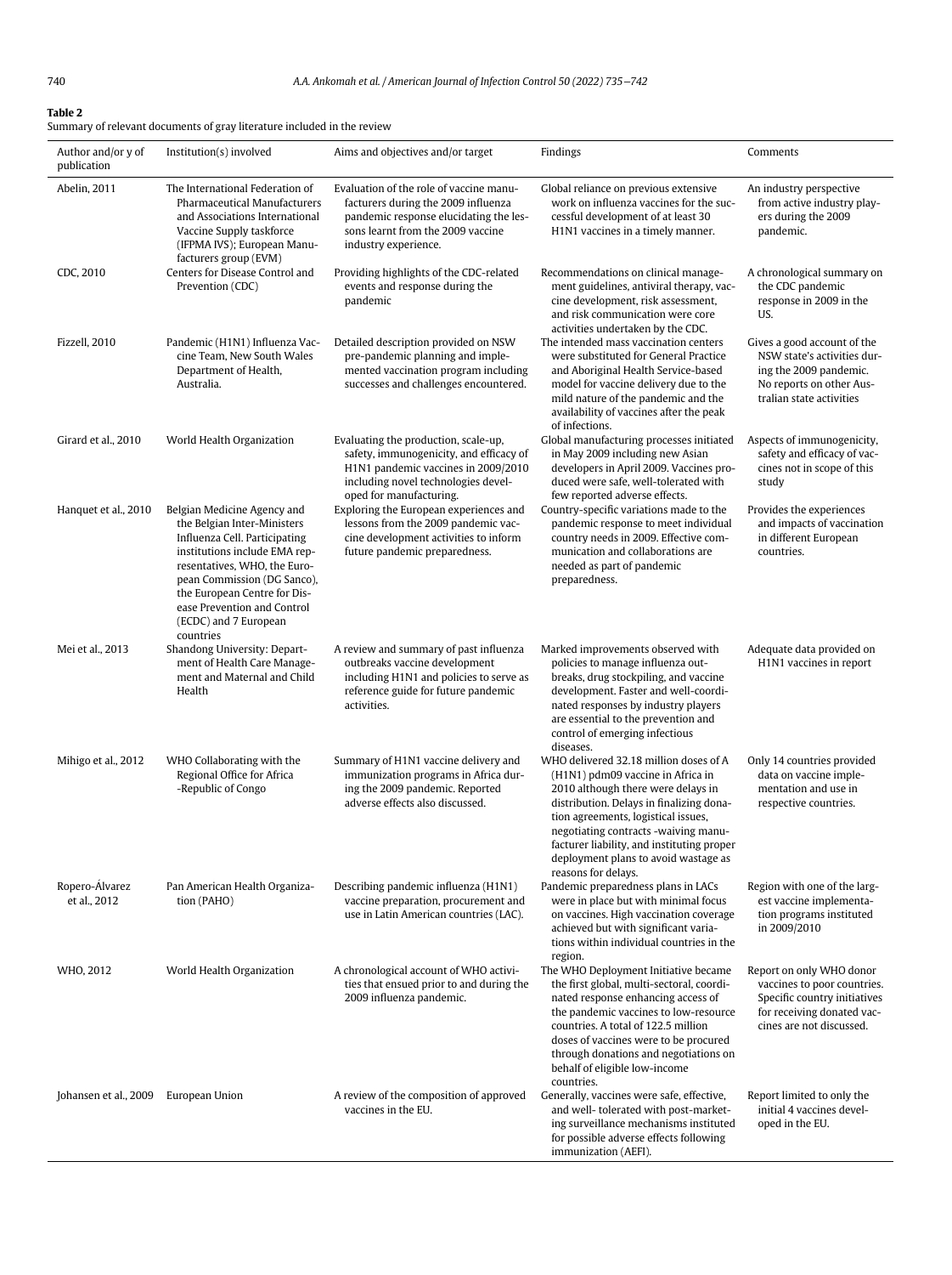**Table 2**
Summary of relevant documents of gray literature included in the review

| Author and/or y of publication | Institution(s) involved | Aims and objectives and/or target | Findings | Comments |
|---|---|---|---|---|
| Abelin, 2011 | The International Federation of Pharmaceutical Manufacturers and Associations International Vaccine Supply taskforce (IFPMA IVS); European Manufacturers group (EVM) | Evaluation of the role of vaccine manufacturers during the 2009 influenza pandemic response elucidating the lessons learnt from the 2009 vaccine industry experience. | Global reliance on previous extensive work on influenza vaccines for the successful development of at least 30 H1N1 vaccines in a timely manner. | An industry perspective from active industry players during the 2009 pandemic. |
| CDC, 2010 | Centers for Disease Control and Prevention (CDC) | Providing highlights of the CDC-related events and response during the pandemic | Recommendations on clinical management guidelines, antiviral therapy, vaccine development, risk assessment, and risk communication were core activities undertaken by the CDC. | A chronological summary on the CDC pandemic response in 2009 in the US. |
| Fizzell, 2010 | Pandemic (H1N1) Influenza Vaccine Team, New South Wales Department of Health, Australia. | Detailed description provided on NSW pre-pandemic planning and implemented vaccination program including successes and challenges encountered. | The intended mass vaccination centers were substituted for General Practice and Aboriginal Health Service-based model for vaccine delivery due to the mild nature of the pandemic and the availability of vaccines after the peak of infections. | Gives a good account of the NSW state's activities during the 2009 pandemic. No reports on other Australian state activities |
| Girard et al., 2010 | World Health Organization | Evaluating the production, scale-up, safety, immunogenicity, and efficacy of H1N1 pandemic vaccines in 2009/2010 including novel technologies developed for manufacturing. | Global manufacturing processes initiated in May 2009 including new Asian developers in April 2009. Vaccines produced were safe, well-tolerated with few reported adverse effects. | Aspects of immunogenicity, safety and efficacy of vaccines not in scope of this study |
| Hanquet et al., 2010 | Belgian Medicine Agency and the Belgian Inter-Ministers Influenza Cell. Participating institutions include EMA representatives, WHO, the European Commission (DG Sanco), the European Centre for Disease Prevention and Control (ECDC) and 7 European countries | Exploring the European experiences and lessons from the 2009 pandemic vaccine development activities to inform future pandemic preparedness. | Country-specific variations made to the pandemic response to meet individual country needs in 2009. Effective communication and collaborations are needed as part of pandemic preparedness. | Provides the experiences and impacts of vaccination in different European countries. |
| Mei et al., 2013 | Shandong University: Department of Health Care Management and Maternal and Child Health | A review and summary of past influenza outbreaks vaccine development including H1N1 and policies to serve as reference guide for future pandemic activities. | Marked improvements observed with policies to manage influenza outbreaks, drug stockpiling, and vaccine development. Faster and well-coordinated responses by industry players are essential to the prevention and control of emerging infectious diseases. | Adequate data provided on H1N1 vaccines in report |
| Mihigo et al., 2012 | WHO Collaborating with the Regional Office for Africa -Republic of Congo | Summary of H1N1 vaccine delivery and immunization programs in Africa during the 2009 pandemic. Reported adverse effects also discussed. | WHO delivered 32.18 million doses of A (H1N1) pdm09 vaccine in Africa in 2010 although there were delays in distribution. Delays in finalizing donation agreements, logistical issues, negotiating contracts -waiving manufacturer liability, and instituting proper deployment plans to avoid wastage as reasons for delays. | Only 14 countries provided data on vaccine implementation and use in respective countries. |
| Ropero-Álvarez et al., 2012 | Pan American Health Organization (PAHO) | Describing pandemic influenza (H1N1) vaccine preparation, procurement and use in Latin American countries (LAC). | Pandemic preparedness plans in LACs were in place but with minimal focus on vaccines. High vaccination coverage achieved but with significant variations within individual countries in the region. | Region with one of the largest vaccine implementation programs instituted in 2009/2010 |
| WHO, 2012 | World Health Organization | A chronological account of WHO activities that ensued prior to and during the 2009 influenza pandemic. | The WHO Deployment Initiative became the first global, multi-sectoral, coordinated response enhancing access of the pandemic vaccines to low-resource countries. A total of 122.5 million doses of vaccines were to be procured through donations and negotiations on behalf of eligible low-income countries. | Report on only WHO donor vaccines to poor countries. Specific country initiatives for receiving donated vaccines are not discussed. |
| Johansen et al., 2009 | European Union | A review of the composition of approved vaccines in the EU. | Generally, vaccines were safe, effective, and well- tolerated with post-marketing surveillance mechanisms instituted for possible adverse effects following immunization (AEFI). | Report limited to only the initial 4 vaccines developed in the EU. |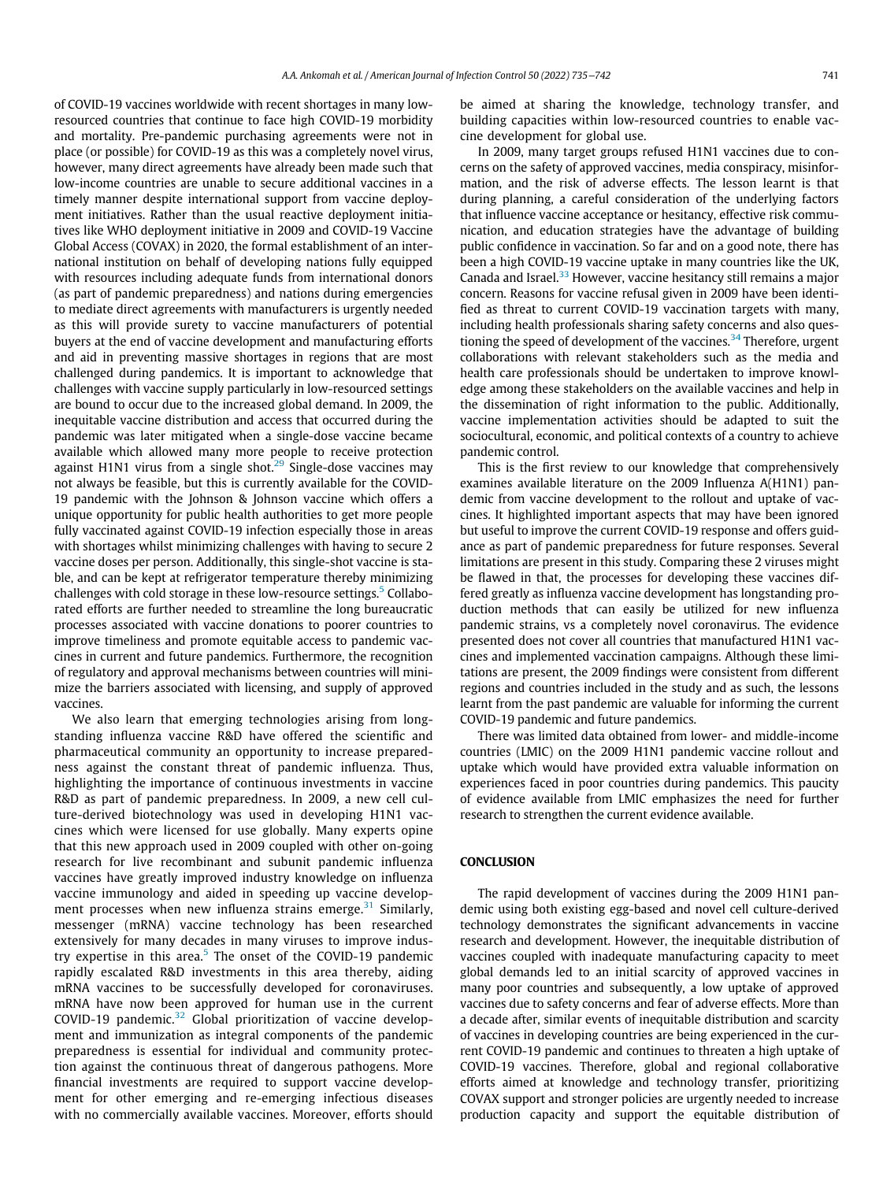of COVID-19 vaccines worldwide with recent shortages in many low-resourced countries that continue to face high COVID-19 morbidity and mortality. Pre-pandemic purchasing agreements were not in place (or possible) for COVID-19 as this was a completely novel virus, however, many direct agreements have already been made such that low-income countries are unable to secure additional vaccines in a timely manner despite international support from vaccine deployment initiatives. Rather than the usual reactive deployment initiatives like WHO deployment initiative in 2009 and COVID-19 Vaccine Global Access (COVAX) in 2020, the formal establishment of an international institution on behalf of developing nations fully equipped with resources including adequate funds from international donors (as part of pandemic preparedness) and nations during emergencies to mediate direct agreements with manufacturers is urgently needed as this will provide surety to vaccine manufacturers of potential buyers at the end of vaccine development and manufacturing efforts and aid in preventing massive shortages in regions that are most challenged during pandemics. It is important to acknowledge that challenges with vaccine supply particularly in low-resourced settings are bound to occur due to the increased global demand. In 2009, the inequitable vaccine distribution and access that occurred during the pandemic was later mitigated when a single-dose vaccine became available which allowed many more people to receive protection against H1N1 virus from a single shot.[29] Single-dose vaccines may not always be feasible, but this is currently available for the COVID-19 pandemic with the Johnson & Johnson vaccine which offers a unique opportunity for public health authorities to get more people fully vaccinated against COVID-19 infection especially those in areas with shortages whilst minimizing challenges with having to secure 2 vaccine doses per person. Additionally, this single-shot vaccine is stable, and can be kept at refrigerator temperature thereby minimizing challenges with cold storage in these low-resource settings.[5] Collaborated efforts are further needed to streamline the long bureaucratic processes associated with vaccine donations to poorer countries to improve timeliness and promote equitable access to pandemic vaccines in current and future pandemics. Furthermore, the recognition of regulatory and approval mechanisms between countries will minimize the barriers associated with licensing, and supply of approved vaccines.

We also learn that emerging technologies arising from longstanding influenza vaccine R&D have offered the scientific and pharmaceutical community an opportunity to increase preparedness against the constant threat of pandemic influenza. Thus, highlighting the importance of continuous investments in vaccine R&D as part of pandemic preparedness. In 2009, a new cell culture-derived biotechnology was used in developing H1N1 vaccines which were licensed for use globally. Many experts opine that this new approach used in 2009 coupled with other on-going research for live recombinant and subunit pandemic influenza vaccines have greatly improved industry knowledge on influenza vaccine immunology and aided in speeding up vaccine development processes when new influenza strains emerge.[31] Similarly, messenger (mRNA) vaccine technology has been researched extensively for many decades in many viruses to improve industry expertise in this area.[5] The onset of the COVID-19 pandemic rapidly escalated R&D investments in this area thereby, aiding mRNA vaccines to be successfully developed for coronaviruses. mRNA have now been approved for human use in the current COVID-19 pandemic.[32] Global prioritization of vaccine development and immunization as integral components of the pandemic preparedness is essential for individual and community protection against the continuous threat of dangerous pathogens. More financial investments are required to support vaccine development for other emerging and re-emerging infectious diseases with no commercially available vaccines. Moreover, efforts should be aimed at sharing the knowledge, technology transfer, and building capacities within low-resourced countries to enable vaccine development for global use.

In 2009, many target groups refused H1N1 vaccines due to concerns on the safety of approved vaccines, media conspiracy, misinformation, and the risk of adverse effects. The lesson learnt is that during planning, a careful consideration of the underlying factors that influence vaccine acceptance or hesitancy, effective risk communication, and education strategies have the advantage of building public confidence in vaccination. So far and on a good note, there has been a high COVID-19 vaccine uptake in many countries like the UK, Canada and Israel.[33] However, vaccine hesitancy still remains a major concern. Reasons for vaccine refusal given in 2009 have been identified as threat to current COVID-19 vaccination targets with many, including health professionals sharing safety concerns and also questioning the speed of development of the vaccines.[34] Therefore, urgent collaborations with relevant stakeholders such as the media and health care professionals should be undertaken to improve knowledge among these stakeholders on the available vaccines and help in the dissemination of right information to the public. Additionally, vaccine implementation activities should be adapted to suit the sociocultural, economic, and political contexts of a country to achieve pandemic control.

This is the first review to our knowledge that comprehensively examines available literature on the 2009 Influenza A(H1N1) pandemic from vaccine development to the rollout and uptake of vaccines. It highlighted important aspects that may have been ignored but useful to improve the current COVID-19 response and offers guidance as part of pandemic preparedness for future responses. Several limitations are present in this study. Comparing these 2 viruses might be flawed in that, the processes for developing these vaccines differed greatly as influenza vaccine development has longstanding production methods that can easily be utilized for new influenza pandemic strains, vs a completely novel coronavirus. The evidence presented does not cover all countries that manufactured H1N1 vaccines and implemented vaccination campaigns. Although these limitations are present, the 2009 findings were consistent from different regions and countries included in the study and as such, the lessons learnt from the past pandemic are valuable for informing the current COVID-19 pandemic and future pandemics.

There was limited data obtained from lower- and middle-income countries (LMIC) on the 2009 H1N1 pandemic vaccine rollout and uptake which would have provided extra valuable information on experiences faced in poor countries during pandemics. This paucity of evidence available from LMIC emphasizes the need for further research to strengthen the current evidence available.

## CONCLUSION

The rapid development of vaccines during the 2009 H1N1 pandemic using both existing egg-based and novel cell culture-derived technology demonstrates the significant advancements in vaccine research and development. However, the inequitable distribution of vaccines coupled with inadequate manufacturing capacity to meet global demands led to an initial scarcity of approved vaccines in many poor countries and subsequently, a low uptake of approved vaccines due to safety concerns and fear of adverse effects. More than a decade after, similar events of inequitable distribution and scarcity of vaccines in developing countries are being experienced in the current COVID-19 pandemic and continues to threaten a high uptake of COVID-19 vaccines. Therefore, global and regional collaborative efforts aimed at knowledge and technology transfer, prioritizing COVAX support and stronger policies are urgently needed to increase production capacity and support the equitable distribution of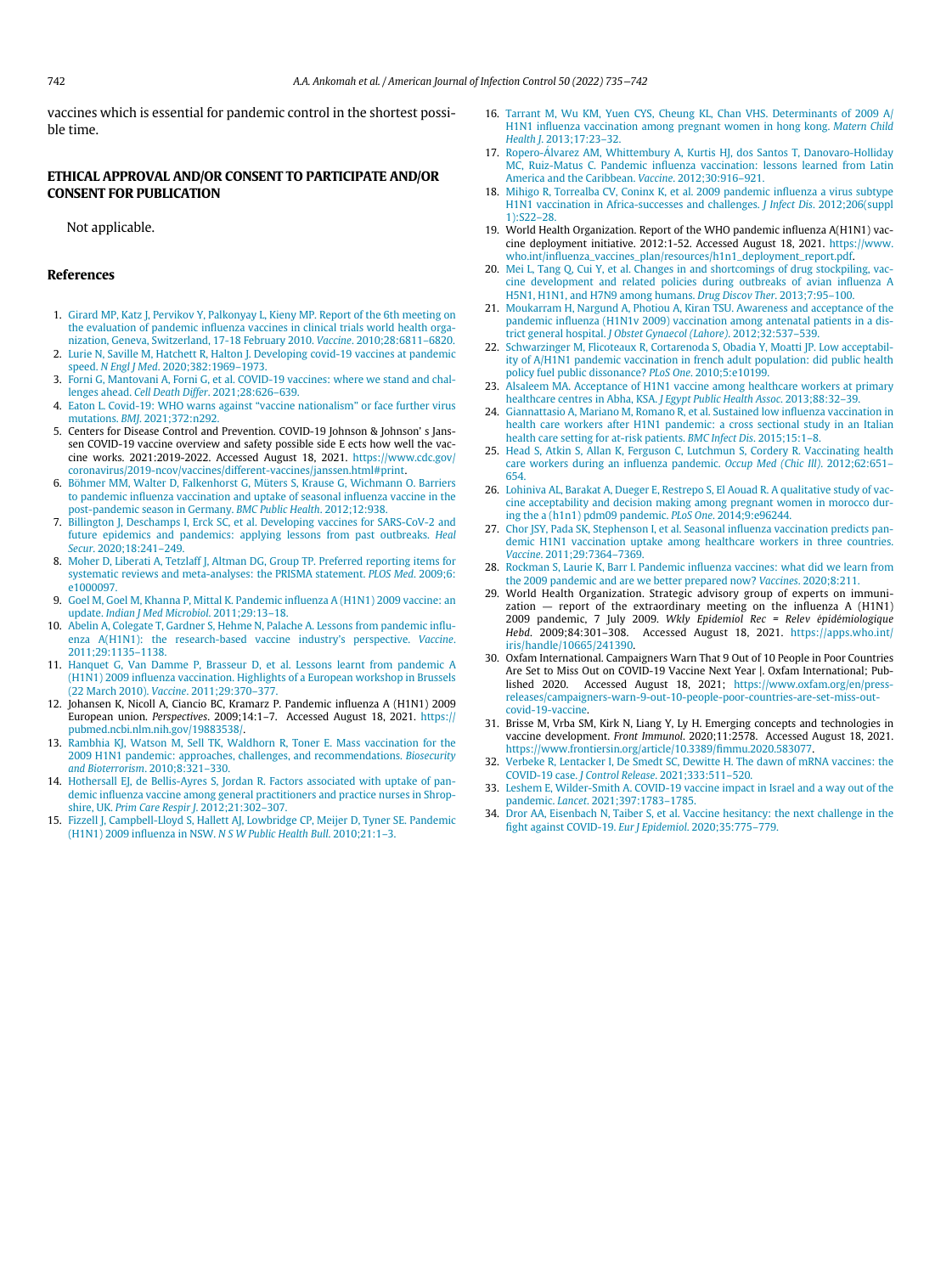vaccines which is essential for pandemic control in the shortest possible time.

## ETHICAL APPROVAL AND/OR CONSENT TO PARTICIPATE AND/OR CONSENT FOR PUBLICATION

Not applicable.

## References

1. Girard MP, Katz J, Pervikov Y, Palkonyay L, Kieny MP. Report of the 6th meeting on the evaluation of pandemic influenza vaccines in clinical trials world health organization, Geneva, Switzerland, 17-18 February 2010. *Vaccine*. 2010;28:6811–6820.
2. Lurie N, Saville M, Hatchett R, Halton J. Developing covid-19 vaccines at pandemic speed. *N Engl J Med*. 2020;382:1969–1973.
3. Forni G, Mantovani A, Forni G, et al. COVID-19 vaccines: where we stand and challenges ahead. *Cell Death Differ*. 2021;28:626–639.
4. Eaton L. Covid-19: WHO warns against "vaccine nationalism" or face further virus mutations. *BMJ*. 2021;372:n292.
5. Centers for Disease Control and Prevention. COVID-19 Johnson & Johnson' s Janssen COVID-19 vaccine overview and safety possible side E ects how well the vaccine works. 2021:2019-2022. Accessed August 18, 2021. https://www.cdc.gov/coronavirus/2019-ncov/vaccines/different-vaccines/janssen.html#print.
6. Böhmer MM, Walter D, Falkenhorst G, Müters S, Krause G, Wichmann O. Barriers to pandemic influenza vaccination and uptake of seasonal influenza vaccine in the post-pandemic season in Germany. *BMC Public Health*. 2012;12:938.
7. Billington J, Deschamps I, Erck SC, et al. Developing vaccines for SARS-CoV-2 and future epidemics and pandemics: applying lessons from past outbreaks. *Heal Secur*. 2020;18:241–249.
8. Moher D, Liberati A, Tetzlaff J, Altman DG, Group TP. Preferred reporting items for systematic reviews and meta-analyses: the PRISMA statement. *PLOS Med*. 2009;6:e1000097.
9. Goel M, Goel M, Khanna P, Mittal K. Pandemic influenza A (H1N1) 2009 vaccine: an update. *Indian J Med Microbiol*. 2011;29:13–18.
10. Abelin A, Colegate T, Gardner S, Hehme N, Palache A. Lessons from pandemic influenza A(H1N1): the research-based vaccine industry's perspective. *Vaccine*. 2011;29:1135–1138.
11. Hanquet G, Van Damme P, Brasseur D, et al. Lessons learnt from pandemic A (H1N1) 2009 influenza vaccination. Highlights of a European workshop in Brussels (22 March 2010). *Vaccine*. 2011;29:370–377.
12. Johansen K, Nicoll A, Ciancio BC, Kramarz P. Pandemic influenza A (H1N1) 2009 European union. *Perspectives*. 2009;14:1–7. Accessed August 18, 2021. https://pubmed.ncbi.nlm.nih.gov/19883538/.
13. Rambhia KJ, Watson M, Sell TK, Waldhorn R, Toner E. Mass vaccination for the 2009 H1N1 pandemic: approaches, challenges, and recommendations. *Biosecurity and Bioterrorism*. 2010;8:321–330.
14. Hothersall EJ, de Bellis-Ayres S, Jordan R. Factors associated with uptake of pandemic influenza vaccine among general practitioners and practice nurses in Shropshire, UK. *Prim Care Respir J*. 2012;21:302–307.
15. Fizzell J, Campbell-Lloyd S, Hallett AJ, Lowbridge CP, Meijer D, Tyner SE. Pandemic (H1N1) 2009 influenza in NSW. *N S W Public Health Bull*. 2010;21:1–3.
16. Tarrant M, Wu KM, Yuen CYS, Cheung KL, Chan VHS. Determinants of 2009 A/H1N1 influenza vaccination among pregnant women in hong kong. *Matern Child Health J*. 2013;17:23–32.
17. Ropero-Álvarez AM, Whittembury A, Kurtis HJ, dos Santos T, Danovaro-Holliday MC, Ruiz-Matus C. Pandemic influenza vaccination: lessons learned from Latin America and the Caribbean. *Vaccine*. 2012;30:916–921.
18. Mihigo R, Torrealba CV, Coninx K, et al. 2009 pandemic influenza a virus subtype H1N1 vaccination in Africa-successes and challenges. *J Infect Dis*. 2012;206(suppl 1):S22–28.
19. World Health Organization. Report of the WHO pandemic influenza A(H1N1) vaccine deployment initiative. 2012:1-52. Accessed August 18, 2021. https://www.who.int/influenza_vaccines_plan/resources/h1n1_deployment_report.pdf.
20. Mei L, Tang Q, Cui Y, et al. Changes in and shortcomings of drug stockpiling, vaccine development and related policies during outbreaks of avian influenza A H5N1, H1N1, and H7N9 among humans. *Drug Discov Ther*. 2013;7:95–100.
21. Moukarram H, Nargund A, Photiou A, Kiran TSU. Awareness and acceptance of the pandemic influenza (H1N1v 2009) vaccination among antenatal patients in a district general hospital. *J Obstet Gynaecol (Lahore)*. 2012;32:537–539.
22. Schwarzinger M, Flicoteaux R, Cortarenoda S, Obadia Y, Moatti JP. Low acceptability of A/H1N1 pandemic vaccination in french adult population: did public health policy fuel public dissonance? *PLoS One*. 2010;5:e10199.
23. Alsaleem MA. Acceptance of H1N1 vaccine among healthcare workers at primary healthcare centres in Abha, KSA. *J Egypt Public Health Assoc*. 2013;88:32–39.
24. Giannattasio A, Mariano M, Romano R, et al. Sustained low influenza vaccination in health care workers after H1N1 pandemic: a cross sectional study in an Italian health care setting for at-risk patients. *BMC Infect Dis*. 2015;15:1–8.
25. Head S, Atkin S, Allan K, Ferguson C, Lutchmun S, Cordery R. Vaccinating health care workers during an influenza pandemic. *Occup Med (Chic Ill)*. 2012;62:651–654.
26. Lohiniva AL, Barakat A, Dueger E, Restrepo S, El Aouad R. A qualitative study of vaccine acceptability and decision making among pregnant women in morocco during the a (h1n1) pdm09 pandemic. *PLoS One*. 2014;9:e96244.
27. Chor JSY, Pada SK, Stephenson I, et al. Seasonal influenza vaccination predicts pandemic H1N1 vaccination uptake among healthcare workers in three countries. *Vaccine*. 2011;29:7364–7369.
28. Rockman S, Laurie K, Barr I. Pandemic influenza vaccines: what did we learn from the 2009 pandemic and are we better prepared now? *Vaccines*. 2020;8:211.
29. World Health Organization. Strategic advisory group of experts on immunization — report of the extraordinary meeting on the influenza A (H1N1) 2009 pandemic, 7 July 2009. *Wkly Epidemiol Rec = Relev épidémiologique Hebd*. 2009;84:301–308. Accessed August 18, 2021. https://apps.who.int/iris/handle/10665/241390.
30. Oxfam International. Campaigners Warn That 9 Out of 10 People in Poor Countries Are Set to Miss Out on COVID-19 Vaccine Next Year |. Oxfam International; Published 2020. Accessed August 18, 2021; https://www.oxfam.org/en/press-releases/campaigners-warn-9-out-10-people-poor-countries-are-set-miss-out-covid-19-vaccine.
31. Brisse M, Vrba SM, Kirk N, Liang Y, Ly H. Emerging concepts and technologies in vaccine development. *Front Immunol*. 2020;11:2578. Accessed August 18, 2021. https://www.frontiersin.org/article/10.3389/fimmu.2020.583077.
32. Verbeke R, Lentacker I, De Smedt SC, Dewitte H. The dawn of mRNA vaccines: the COVID-19 case. *J Control Release*. 2021;333:511–520.
33. Leshem E, Wilder-Smith A. COVID-19 vaccine impact in Israel and a way out of the pandemic. *Lancet*. 2021;397:1783–1785.
34. Dror AA, Eisenbach N, Taiber S, et al. Vaccine hesitancy: the next challenge in the fight against COVID-19. *Eur J Epidemiol*. 2020;35:775–779.